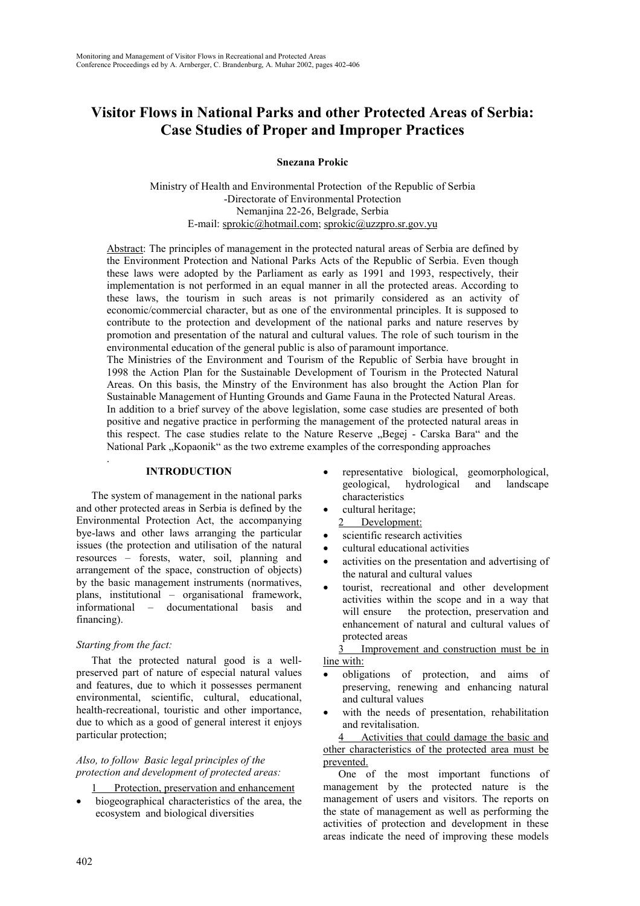# Visitor Flows in National Parks and other Protected Areas of Serbia: Case Studies of Proper and Improper Practices

**Snezana Prokic**

Ministry of Health and Environmental Protection of the Republic of Serbia
-Directorate of Environmental Protection
Nemanjina 22-26, Belgrade, Serbia
E-mail: sprokic@hotmail.com; sprokic@uzzpro.sr.gov.yu

Abstract: The principles of management in the protected natural areas of Serbia are defined by the Environment Protection and National Parks Acts of the Republic of Serbia. Even though these laws were adopted by the Parliament as early as 1991 and 1993, respectively, their implementation is not performed in an equal manner in all the protected areas. According to these laws, the tourism in such areas is not primarily considered as an activity of economic/commercial character, but as one of the environmental principles. It is supposed to contribute to the protection and development of the national parks and nature reserves by promotion and presentation of the natural and cultural values. The role of such tourism in the environmental education of the general public is also of paramount importance.
The Ministries of the Environment and Tourism of the Republic of Serbia have brought in 1998 the Action Plan for the Sustainable Development of Tourism in the Protected Natural Areas. On this basis, the Minstry of the Environment has also brought the Action Plan for Sustainable Management of Hunting Grounds and Game Fauna in the Protected Natural Areas.
In addition to a brief survey of the above legislation, some case studies are presented of both positive and negative practice in performing the management of the protected natural areas in this respect. The case studies relate to the Nature Reserve „Begej - Carska Bara" and the National Park „Kopaonik" as the two extreme examples of the corresponding approaches

## INTRODUCTION

The system of management in the national parks and other protected areas in Serbia is defined by the Environmental Protection Act, the accompanying bye-laws and other laws arranging the particular issues (the protection and utilisation of the natural resources – forests, water, soil, planning and arrangement of the space, construction of objects) by the basic management instruments (normatives, plans, institutional – organisational framework, informational – documentational basis and financing).

*Starting from the fact:*

That the protected natural good is a well-preserved part of nature of especial natural values and features, due to which it possesses permanent environmental, scientific, cultural, educational, health-recreational, touristic and other importance, due to which as a good of general interest it enjoys particular protection;

*Also, to follow Basic legal principles of the protection and development of protected areas:*

1 Protection, preservation and enhancement

- biogeographical characteristics of the area, the ecosystem and biological diversities
- representative biological, geomorphological, geological, hydrological and landscape characteristics
- cultural heritage;

2 Development:

- scientific research activities
- cultural educational activities
- activities on the presentation and advertising of the natural and cultural values
- tourist, recreational and other development activities within the scope and in a way that will ensure the protection, preservation and enhancement of natural and cultural values of protected areas

3 Improvement and construction must be in line with:

- obligations of protection, and aims of preserving, renewing and enhancing natural and cultural values
- with the needs of presentation, rehabilitation and revitalisation.

4 Activities that could damage the basic and other characteristics of the protected area must be prevented.

One of the most important functions of management by the protected nature is the management of users and visitors. The reports on the state of management as well as performing the activities of protection and development in these areas indicate the need of improving these models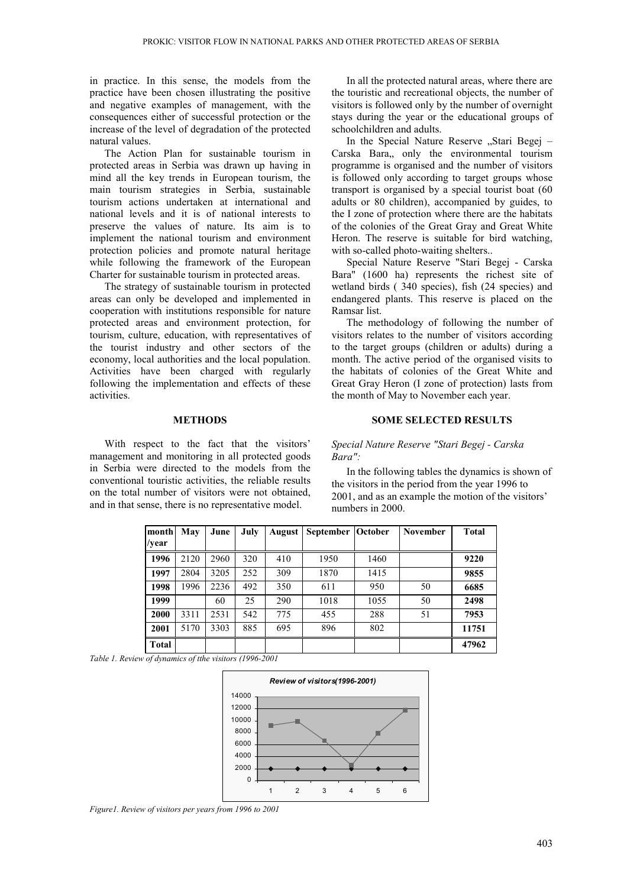in practice. In this sense, the models from the practice have been chosen illustrating the positive and negative examples of management, with the consequences either of successful protection or the increase of the level of degradation of the protected natural values.

The Action Plan for sustainable tourism in protected areas in Serbia was drawn up having in mind all the key trends in European tourism, the main tourism strategies in Serbia, sustainable tourism actions undertaken at international and national levels and it is of national interests to preserve the values of nature. Its aim is to implement the national tourism and environment protection policies and promote natural heritage while following the framework of the European Charter for sustainable tourism in protected areas.

The strategy of sustainable tourism in protected areas can only be developed and implemented in cooperation with institutions responsible for nature protected areas and environment protection, for tourism, culture, education, with representatives of the tourist industry and other sectors of the economy, local authorities and the local population. Activities have been charged with regularly following the implementation and effects of these activities.

## METHODS

With respect to the fact that the visitors' management and monitoring in all protected goods in Serbia were directed to the models from the conventional touristic activities, the reliable results on the total number of visitors were not obtained, and in that sense, there is no representative model.

In all the protected natural areas, where there are the touristic and recreational objects, the number of visitors is followed only by the number of overnight stays during the year or the educational groups of schoolchildren and adults.

In the Special Nature Reserve „Stari Begej – Carska Bara„ only the environmental tourism programme is organised and the number of visitors is followed only according to target groups whose transport is organised by a special tourist boat (60 adults or 80 children), accompanied by guides, to the I zone of protection where there are the habitats of the colonies of the Great Gray and Great White Heron. The reserve is suitable for bird watching, with so-called photo-waiting shelters..

Special Nature Reserve "Stari Begej - Carska Bara" (1600 ha) represents the richest site of wetland birds ( 340 species), fish (24 species) and endangered plants. This reserve is placed on the Ramsar list.

The methodology of following the number of visitors relates to the number of visitors according to the target groups (children or adults) during a month. The active period of the organised visits to the habitats of colonies of the Great White and Great Gray Heron (I zone of protection) lasts from the month of May to November each year.

## SOME SELECTED RESULTS

*Special Nature Reserve "Stari Begej - Carska Bara":*

In the following tables the dynamics is shown of the visitors in the period from the year 1996 to 2001, and as an example the motion of the visitors' numbers in 2000.

| month /year | May | June | July | August | September | October | November | Total |
|---|---|---|---|---|---|---|---|---|
| **1996** | 2120 | 2960 | 320 | 410 | 1950 | 1460 | | **9220** |
| **1997** | 2804 | 3205 | 252 | 309 | 1870 | 1415 | | **9855** |
| **1998** | 1996 | 2236 | 492 | 350 | 611 | 950 | 50 | **6685** |
| **1999** | | 60 | 25 | 290 | 1018 | 1055 | 50 | **2498** |
| **2000** | 3311 | 2531 | 542 | 775 | 455 | 288 | 51 | **7953** |
| **2001** | 5170 | 3303 | 885 | 695 | 896 | 802 | | **11751** |
| **Total** | | | | | | | | **47962** |

*Table 1. Review of dynamics of tthe visitors (1996-2001*

*Figure1. Review of visitors per years from 1996 to 2001*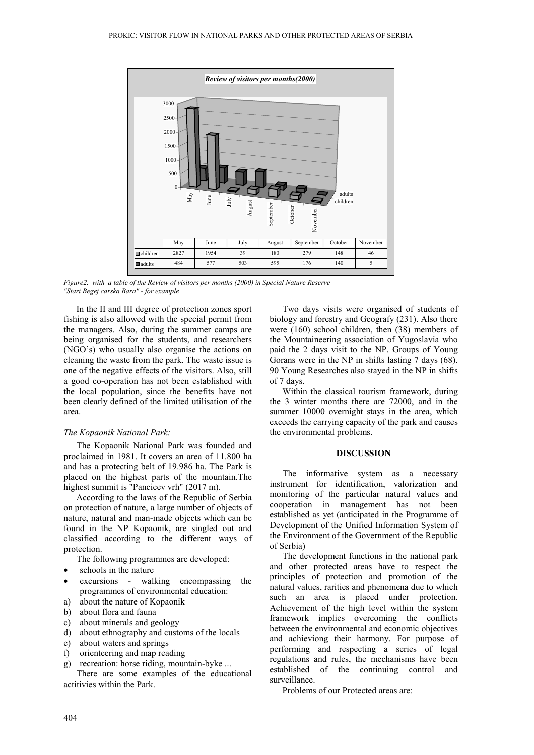*Review of visitors per months(2000)*

| | May | June | July | August | September | October | November |
|---|---|---|---|---|---|---|---|
| children | 2827 | 1954 | 39 | 180 | 279 | 148 | 46 |
| adults | 484 | 577 | 503 | 595 | 176 | 140 | 5 |

*Figure2. with a table of the Review of visitors per months (2000) in Special Nature Reserve "Stari Begej carska Bara" - for example*

In the II and III degree of protection zones sport fishing is also allowed with the special permit from the managers. Also, during the summer camps are being organised for the students, and researchers (NGO's) who usually also organise the actions on cleaning the waste from the park. The waste issue is one of the negative effects of the visitors. Also, still a good co-operation has not been established with the local population, since the benefits have not been clearly defined of the limited utilisation of the area.

*The Kopaonik National Park:*

The Kopaonik National Park was founded and proclaimed in 1981. It covers an area of 11.800 ha and has a protecting belt of 19.986 ha. The Park is placed on the highest parts of the mountain.The highest summit is "Pancicev vrh" (2017 m).

According to the laws of the Republic of Serbia on protection of nature, a large number of objects of nature, natural and man-made objects which can be found in the NP Kopaonik, are singled out and classified according to the different ways of protection.

The following programmes are developed:

- schools in the nature
- excursions - walking encompassing the programmes of environmental education:

a) about the nature of Kopaonik
b) about flora and fauna
c) about minerals and geology
d) about ethnography and customs of the locals
e) about waters and springs
f) orienteering and map reading
g) recreation: horse riding, mountain-byke ...

There are some examples of the educational actitivies within the Park.

Two days visits were organised of students of biology and forestry and Geografy (231). Also there were (160) school children, then (38) members of the Mountaineering association of Yugoslavia who paid the 2 days visit to the NP. Groups of Young Gorans were in the NP in shifts lasting 7 days (68). 90 Young Researches also stayed in the NP in shifts of 7 days.

Within the classical tourism framework, during the 3 winter months there are 72000, and in the summer 10000 overnight stays in the area, which exceeds the carrying capacity of the park and causes the environmental problems.

## DISCUSSION

The informative system as a necessary instrument for identification, valorization and monitoring of the particular natural values and cooperation in management has not been established as yet (anticipated in the Programme of Development of the Unified Information System of the Environment of the Government of the Republic of Serbia)

The development functions in the national park and other protected areas have to respect the principles of protection and promotion of the natural values, rarities and phenomena due to which such an area is placed under protection. Achievement of the high level within the system framework implies overcoming the conflicts between the environmental and economic objectives and achieviong their harmony. For purpose of performing and respecting a series of legal regulations and rules, the mechanisms have been established of the continuing control and surveillance.

Problems of our Protected areas are: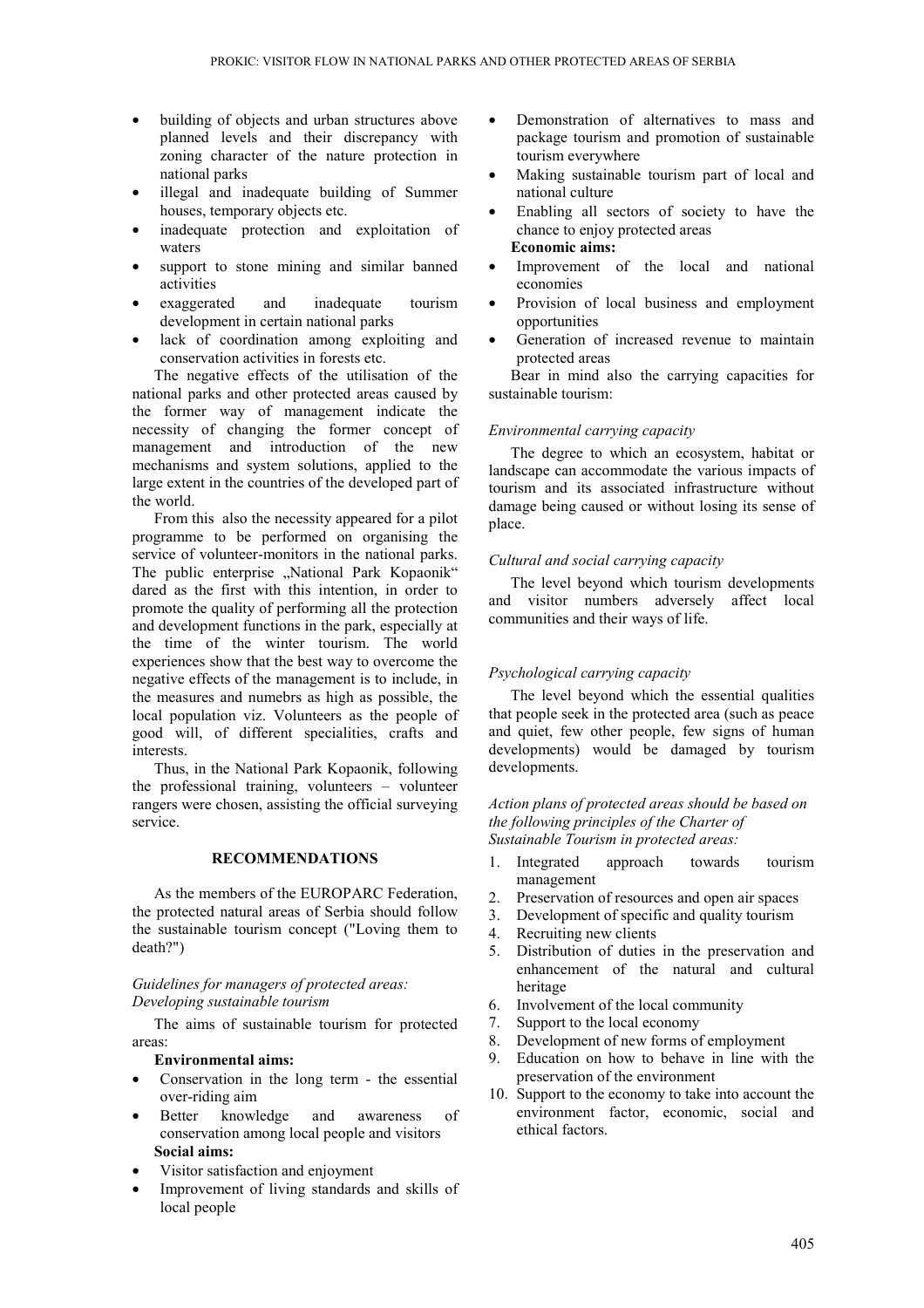- building of objects and urban structures above planned levels and their discrepancy with zoning character of the nature protection in national parks
- illegal and inadequate building of Summer houses, temporary objects etc.
- inadequate protection and exploitation of waters
- support to stone mining and similar banned activities
- exaggerated and inadequate tourism development in certain national parks
- lack of coordination among exploiting and conservation activities in forests etc.

The negative effects of the utilisation of the national parks and other protected areas caused by the former way of management indicate the necessity of changing the former concept of management and introduction of the new mechanisms and system solutions, applied to the large extent in the countries of the developed part of the world.

From this also the necessity appeared for a pilot programme to be performed on organising the service of volunteer-monitors in the national parks. The public enterprise „National Park Kopaonik" dared as the first with this intention, in order to promote the quality of performing all the protection and development functions in the park, especially at the time of the winter tourism. The world experiences show that the best way to overcome the negative effects of the management is to include, in the measures and numebrs as high as possible, the local population viz. Volunteers as the people of good will, of different specialities, crafts and interests.

Thus, in the National Park Kopaonik, following the professional training, volunteers – volunteer rangers were chosen, assisting the official surveying service.

## RECOMMENDATIONS

As the members of the EUROPARC Federation, the protected natural areas of Serbia should follow the sustainable tourism concept ("Loving them to death?")

*Guidelines for managers of protected areas: Developing sustainable tourism*

The aims of sustainable tourism for protected areas:

**Environmental aims:**

- Conservation in the long term - the essential over-riding aim
- Better knowledge and awareness of conservation among local people and visitors

**Social aims:**

- Visitor satisfaction and enjoyment
- Improvement of living standards and skills of local people
- Demonstration of alternatives to mass and package tourism and promotion of sustainable tourism everywhere
- Making sustainable tourism part of local and national culture
- Enabling all sectors of society to have the chance to enjoy protected areas

**Economic aims:**

- Improvement of the local and national economies
- Provision of local business and employment opportunities
- Generation of increased revenue to maintain protected areas

Bear in mind also the carrying capacities for sustainable tourism:

*Environmental carrying capacity*

The degree to which an ecosystem, habitat or landscape can accommodate the various impacts of tourism and its associated infrastructure without damage being caused or without losing its sense of place.

*Cultural and social carrying capacity*

The level beyond which tourism developments and visitor numbers adversely affect local communities and their ways of life.

*Psychological carrying capacity*

The level beyond which the essential qualities that people seek in the protected area (such as peace and quiet, few other people, few signs of human developments) would be damaged by tourism developments.

*Action plans of protected areas should be based on the following principles of the Charter of Sustainable Tourism in protected areas:*

1. Integrated approach towards tourism management
2. Preservation of resources and open air spaces
3. Development of specific and quality tourism
4. Recruiting new clients
5. Distribution of duties in the preservation and enhancement of the natural and cultural heritage
6. Involvement of the local community
7. Support to the local economy
8. Development of new forms of employment
9. Education on how to behave in line with the preservation of the environment
10. Support to the economy to take into account the environment factor, economic, social and ethical factors.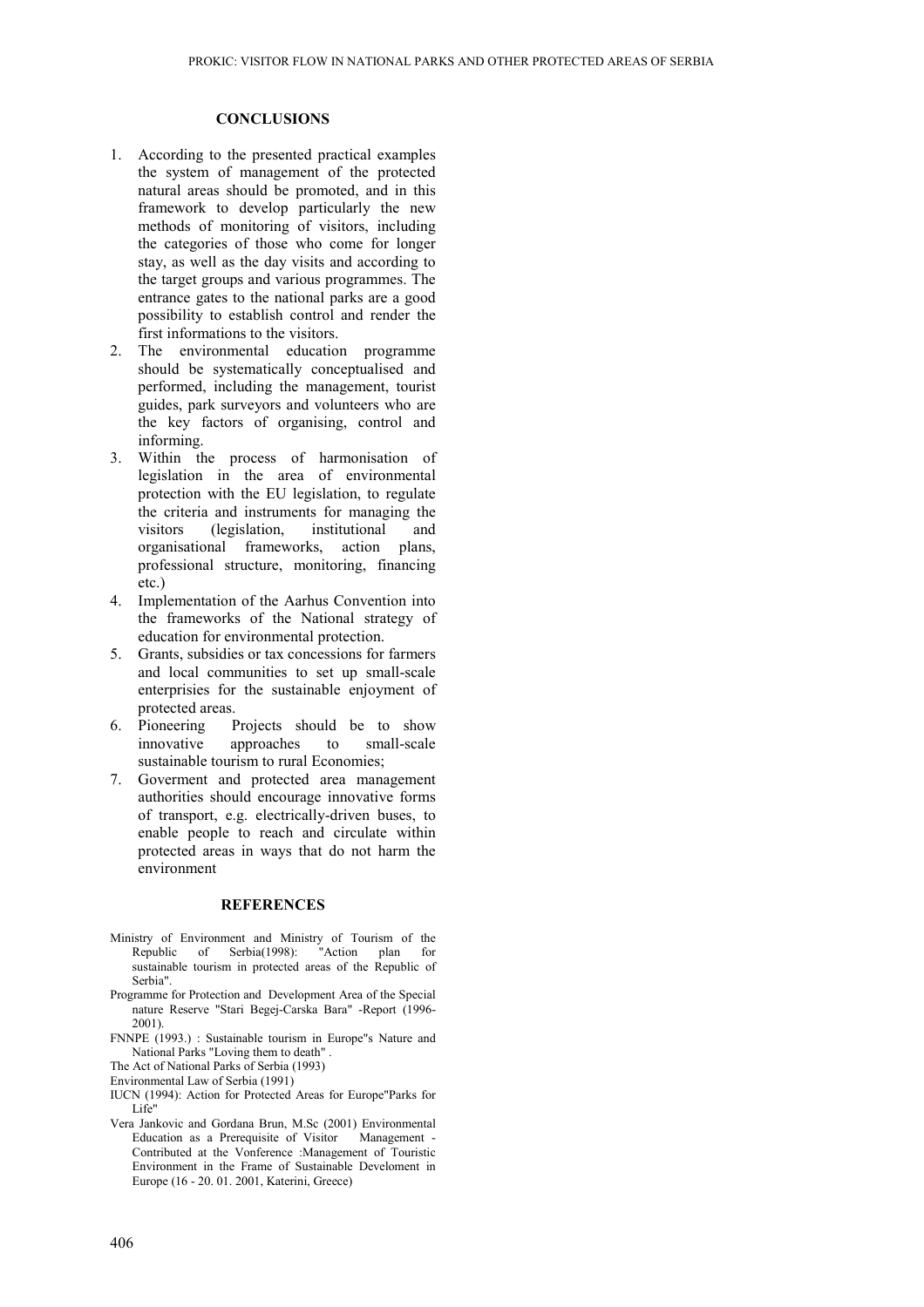## CONCLUSIONS

1. According to the presented practical examples the system of management of the protected natural areas should be promoted, and in this framework to develop particularly the new methods of monitoring of visitors, including the categories of those who come for longer stay, as well as the day visits and according to the target groups and various programmes. The entrance gates to the national parks are a good possibility to establish control and render the first informations to the visitors.
2. The environmental education programme should be systematically conceptualised and performed, including the management, tourist guides, park surveyors and volunteers who are the key factors of organising, control and informing.
3. Within the process of harmonisation of legislation in the area of environmental protection with the EU legislation, to regulate the criteria and instruments for managing the visitors (legislation, institutional and organisational frameworks, action plans, professional structure, monitoring, financing etc.)
4. Implementation of the Aarhus Convention into the frameworks of the National strategy of education for environmental protection.
5. Grants, subsidies or tax concessions for farmers and local communities to set up small-scale enterprisies for the sustainable enjoyment of protected areas.
6. Pioneering Projects should be to show innovative approaches to small-scale sustainable tourism to rural Economies;
7. Goverment and protected area management authorities should encourage innovative forms of transport, e.g. electrically-driven buses, to enable people to reach and circulate within protected areas in ways that do not harm the environment

## REFERENCES

Ministry of Environment and Ministry of Tourism of the Republic of Serbia(1998): "Action plan for sustainable tourism in protected areas of the Republic of Serbia".

Programme for Protection and Development Area of the Special nature Reserve "Stari Begej-Carska Bara" -Report (1996-2001).

FNNPE (1993.) : Sustainable tourism in Europe"s Nature and National Parks "Loving them to death" .

The Act of National Parks of Serbia (1993)

Environmental Law of Serbia (1991)

IUCN (1994): Action for Protected Areas for Europe"Parks for Life"

Vera Jankovic and Gordana Brun, M.Sc (2001) Environmental Education as a Prerequisite of Visitor Management - Contributed at the Vonference :Management of Touristic Environment in the Frame of Sustainable Develoment in Europe (16 - 20. 01. 2001, Katerini, Greece)